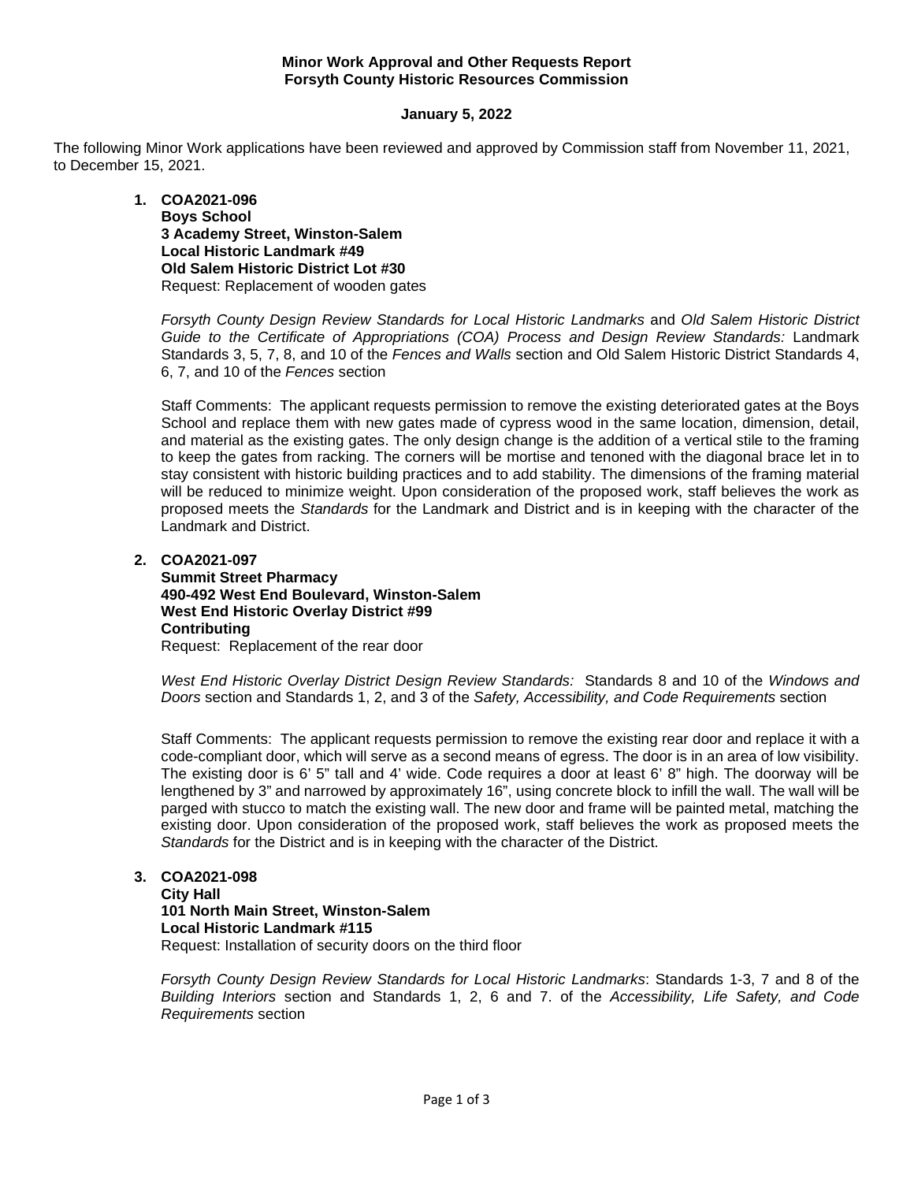**Minor Work Approval and Other Requests Report**
**Forsyth County Historic Resources Commission**

**January 5, 2022**

The following Minor Work applications have been reviewed and approved by Commission staff from November 11, 2021, to December 15, 2021.

1. **COA2021-096**
   **Boys School**
   **3 Academy Street, Winston-Salem**
   **Local Historic Landmark #49**
   **Old Salem Historic District Lot #30**
   Request: Replacement of wooden gates

   *Forsyth County Design Review Standards for Local Historic Landmarks* and *Old Salem Historic District Guide to the Certificate of Appropriations (COA) Process and Design Review Standards:* Landmark Standards 3, 5, 7, 8, and 10 of the *Fences and Walls* section and Old Salem Historic District Standards 4, 6, 7, and 10 of the *Fences* section

   Staff Comments: The applicant requests permission to remove the existing deteriorated gates at the Boys School and replace them with new gates made of cypress wood in the same location, dimension, detail, and material as the existing gates. The only design change is the addition of a vertical stile to the framing to keep the gates from racking. The corners will be mortise and tenoned with the diagonal brace let in to stay consistent with historic building practices and to add stability. The dimensions of the framing material will be reduced to minimize weight. Upon consideration of the proposed work, staff believes the work as proposed meets the *Standards* for the Landmark and District and is in keeping with the character of the Landmark and District.

2. **COA2021-097**
   **Summit Street Pharmacy**
   **490-492 West End Boulevard, Winston-Salem**
   **West End Historic Overlay District #99**
   **Contributing**
   Request: Replacement of the rear door

   *West End Historic Overlay District Design Review Standards:* Standards 8 and 10 of the *Windows and Doors* section and Standards 1, 2, and 3 of the *Safety, Accessibility, and Code Requirements* section

   Staff Comments: The applicant requests permission to remove the existing rear door and replace it with a code-compliant door, which will serve as a second means of egress. The door is in an area of low visibility. The existing door is 6' 5" tall and 4' wide. Code requires a door at least 6' 8" high. The doorway will be lengthened by 3" and narrowed by approximately 16", using concrete block to infill the wall. The wall will be parged with stucco to match the existing wall. The new door and frame will be painted metal, matching the existing door. Upon consideration of the proposed work, staff believes the work as proposed meets the *Standards* for the District and is in keeping with the character of the District.

3. **COA2021-098**
   **City Hall**
   **101 North Main Street, Winston-Salem**
   **Local Historic Landmark #115**
   Request: Installation of security doors on the third floor

   *Forsyth County Design Review Standards for Local Historic Landmarks*: Standards 1-3, 7 and 8 of the *Building Interiors* section and Standards 1, 2, 6 and 7. of the *Accessibility, Life Safety, and Code Requirements* section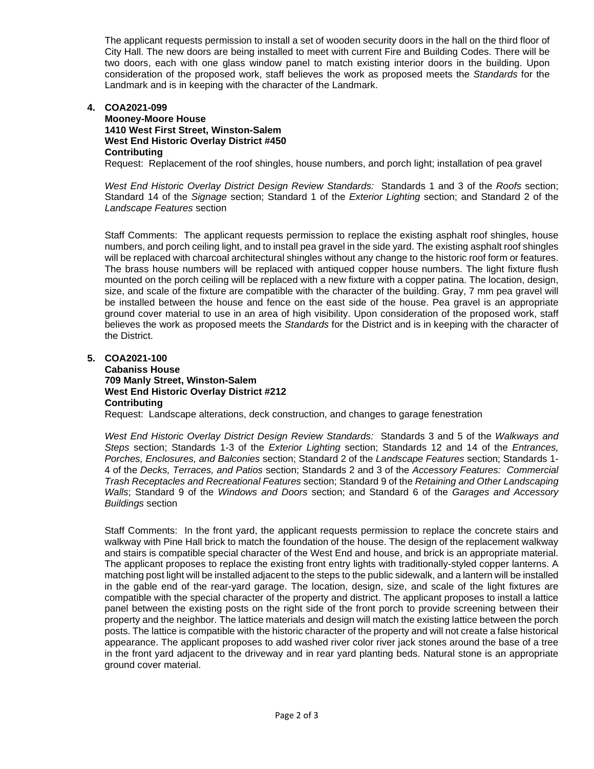The applicant requests permission to install a set of wooden security doors in the hall on the third floor of City Hall. The new doors are being installed to meet with current Fire and Building Codes. There will be two doors, each with one glass window panel to match existing interior doors in the building. Upon consideration of the proposed work, staff believes the work as proposed meets the *Standards* for the Landmark and is in keeping with the character of the Landmark.

**4. COA2021-099**
**Mooney-Moore House**
**1410 West First Street, Winston-Salem**
**West End Historic Overlay District #450**
**Contributing**
Request: Replacement of the roof shingles, house numbers, and porch light; installation of pea gravel

*West End Historic Overlay District Design Review Standards:* Standards 1 and 3 of the *Roofs* section; Standard 14 of the *Signage* section; Standard 1 of the *Exterior Lighting* section; and Standard 2 of the *Landscape Features* section

Staff Comments: The applicant requests permission to replace the existing asphalt roof shingles, house numbers, and porch ceiling light, and to install pea gravel in the side yard. The existing asphalt roof shingles will be replaced with charcoal architectural shingles without any change to the historic roof form or features. The brass house numbers will be replaced with antiqued copper house numbers. The light fixture flush mounted on the porch ceiling will be replaced with a new fixture with a copper patina. The location, design, size, and scale of the fixture are compatible with the character of the building. Gray, 7 mm pea gravel will be installed between the house and fence on the east side of the house. Pea gravel is an appropriate ground cover material to use in an area of high visibility. Upon consideration of the proposed work, staff believes the work as proposed meets the *Standards* for the District and is in keeping with the character of the District.

**5. COA2021-100**
**Cabaniss House**
**709 Manly Street, Winston-Salem**
**West End Historic Overlay District #212**
**Contributing**
Request: Landscape alterations, deck construction, and changes to garage fenestration

*West End Historic Overlay District Design Review Standards:* Standards 3 and 5 of the *Walkways and Steps* section; Standards 1-3 of the *Exterior Lighting* section; Standards 12 and 14 of the *Entrances, Porches, Enclosures, and Balconies* section; Standard 2 of the *Landscape Features* section; Standards 1-4 of the *Decks, Terraces, and Patios* section; Standards 2 and 3 of the *Accessory Features: Commercial Trash Receptacles and Recreational Features* section; Standard 9 of the *Retaining and Other Landscaping Walls*; Standard 9 of the *Windows and Doors* section; and Standard 6 of the *Garages and Accessory Buildings* section

Staff Comments: In the front yard, the applicant requests permission to replace the concrete stairs and walkway with Pine Hall brick to match the foundation of the house. The design of the replacement walkway and stairs is compatible special character of the West End and house, and brick is an appropriate material. The applicant proposes to replace the existing front entry lights with traditionally-styled copper lanterns. A matching post light will be installed adjacent to the steps to the public sidewalk, and a lantern will be installed in the gable end of the rear-yard garage. The location, design, size, and scale of the light fixtures are compatible with the special character of the property and district. The applicant proposes to install a lattice panel between the existing posts on the right side of the front porch to provide screening between their property and the neighbor. The lattice materials and design will match the existing lattice between the porch posts. The lattice is compatible with the historic character of the property and will not create a false historical appearance. The applicant proposes to add washed river color river jack stones around the base of a tree in the front yard adjacent to the driveway and in rear yard planting beds. Natural stone is an appropriate ground cover material.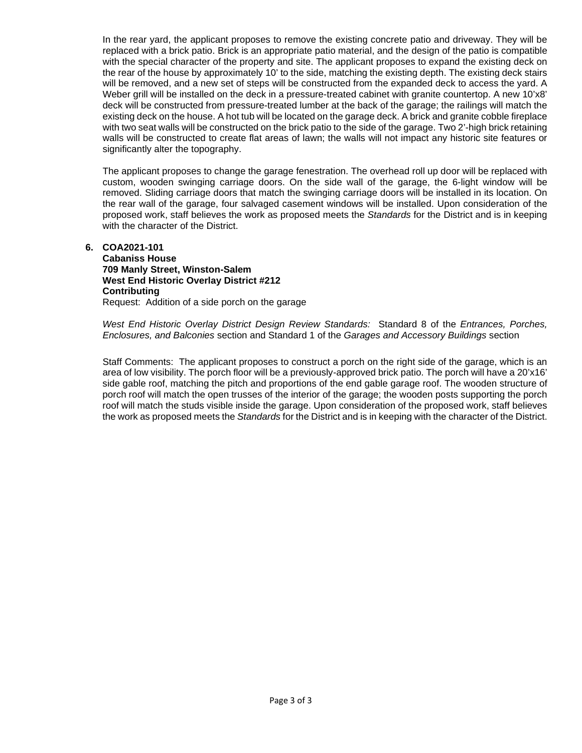In the rear yard, the applicant proposes to remove the existing concrete patio and driveway. They will be replaced with a brick patio. Brick is an appropriate patio material, and the design of the patio is compatible with the special character of the property and site. The applicant proposes to expand the existing deck on the rear of the house by approximately 10' to the side, matching the existing depth. The existing deck stairs will be removed, and a new set of steps will be constructed from the expanded deck to access the yard. A Weber grill will be installed on the deck in a pressure-treated cabinet with granite countertop. A new 10'x8' deck will be constructed from pressure-treated lumber at the back of the garage; the railings will match the existing deck on the house. A hot tub will be located on the garage deck. A brick and granite cobble fireplace with two seat walls will be constructed on the brick patio to the side of the garage. Two 2'-high brick retaining walls will be constructed to create flat areas of lawn; the walls will not impact any historic site features or significantly alter the topography.

The applicant proposes to change the garage fenestration. The overhead roll up door will be replaced with custom, wooden swinging carriage doors. On the side wall of the garage, the 6-light window will be removed. Sliding carriage doors that match the swinging carriage doors will be installed in its location. On the rear wall of the garage, four salvaged casement windows will be installed. Upon consideration of the proposed work, staff believes the work as proposed meets the *Standards* for the District and is in keeping with the character of the District.

6. **COA2021-101**
   **Cabaniss House**
   **709 Manly Street, Winston-Salem**
   **West End Historic Overlay District #212**
   **Contributing**
   Request: Addition of a side porch on the garage

   *West End Historic Overlay District Design Review Standards:* Standard 8 of the *Entrances, Porches, Enclosures, and Balconies* section and Standard 1 of the *Garages and Accessory Buildings* section

   Staff Comments: The applicant proposes to construct a porch on the right side of the garage, which is an area of low visibility. The porch floor will be a previously-approved brick patio. The porch will have a 20'x16' side gable roof, matching the pitch and proportions of the end gable garage roof. The wooden structure of porch roof will match the open trusses of the interior of the garage; the wooden posts supporting the porch roof will match the studs visible inside the garage. Upon consideration of the proposed work, staff believes the work as proposed meets the *Standards* for the District and is in keeping with the character of the District.